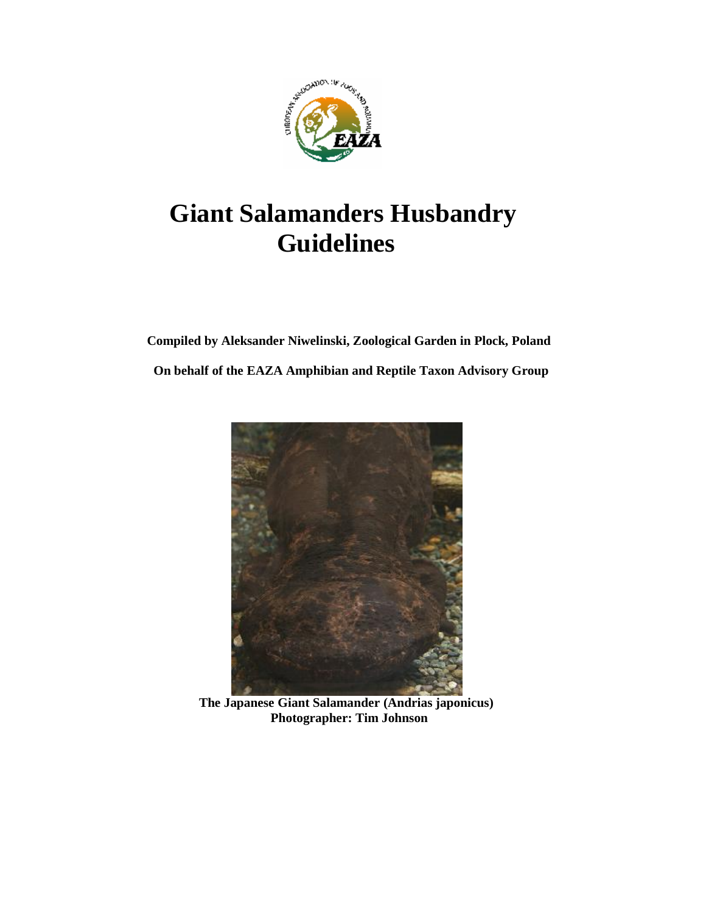# Giant Salamanders Husbandry Guidelines

**Compiled by Aleksander Niwelinski, Zoological Garden in Plock, Poland**

**On behalf of the EAZA Amphibian and Reptile Taxon Advisory Group**

**The Japanese Giant Salamander (Andrias japonicus)**
**Photographer: Tim Johnson**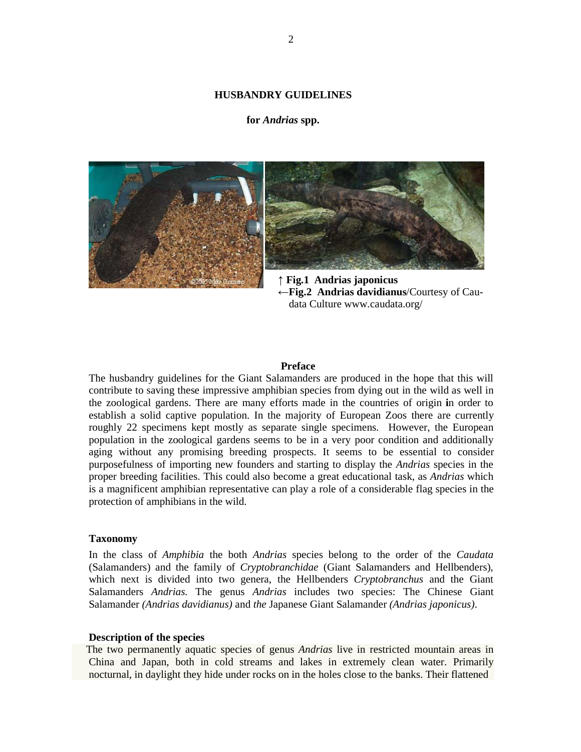## HUSBANDRY GUIDELINES

### for *Andrias* spp.

↑ **Fig.1 Andrias japonicus**
←**Fig.2 Andrias davidianus**/Courtesy of Caudata Culture www.caudata.org/

#### Preface

The husbandry guidelines for the Giant Salamanders are produced in the hope that this will contribute to saving these impressive amphibian species from dying out in the wild as well in the zoological gardens. There are many efforts made in the countries of origin in order to establish a solid captive population. In the majority of European Zoos there are currently roughly 22 specimens kept mostly as separate single specimens. However, the European population in the zoological gardens seems to be in a very poor condition and additionally aging without any promising breeding prospects. It seems to be essential to consider purposefulness of importing new founders and starting to display the *Andrias* species in the proper breeding facilities. This could also become a great educational task, as *Andrias* which is a magnificent amphibian representative can play a role of a considerable flag species in the protection of amphibians in the wild.

#### Taxonomy

In the class of *Amphibia* the both *Andrias* species belong to the order of the *Caudata* (Salamanders) and the family of *Cryptobranchidae* (Giant Salamanders and Hellbenders), which next is divided into two genera, the Hellbenders *Cryptobranchus* and the Giant Salamanders *Andrias.* The genus *Andrias* includes two species: The Chinese Giant Salamander *(Andrias davidianus)* and *the* Japanese Giant Salamander *(Andrias japonicus)*.

#### Description of the species

The two permanently aquatic species of genus *Andrias* live in restricted mountain areas in China and Japan, both in cold streams and lakes in extremely clean water. Primarily nocturnal, in daylight they hide under rocks on in the holes close to the banks. Their flattened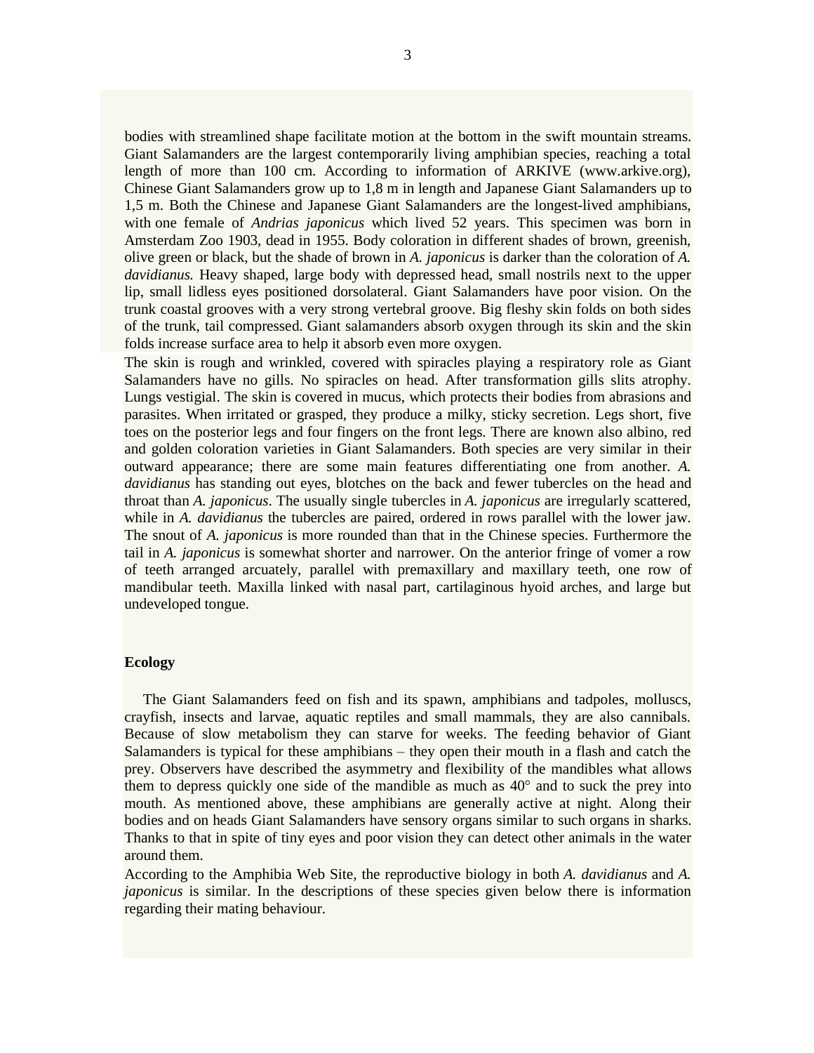bodies with streamlined shape facilitate motion at the bottom in the swift mountain streams. Giant Salamanders are the largest contemporarily living amphibian species, reaching a total length of more than 100 cm. According to information of ARKIVE (www.arkive.org), Chinese Giant Salamanders grow up to 1,8 m in length and Japanese Giant Salamanders up to 1,5 m. Both the Chinese and Japanese Giant Salamanders are the longest-lived amphibians, with one female of *Andrias japonicus* which lived 52 years. This specimen was born in Amsterdam Zoo 1903, dead in 1955. Body coloration in different shades of brown, greenish, olive green or black, but the shade of brown in *A. japonicus* is darker than the coloration of *A. davidianus.* Heavy shaped, large body with depressed head, small nostrils next to the upper lip, small lidless eyes positioned dorsolateral. Giant Salamanders have poor vision. On the trunk coastal grooves with a very strong vertebral groove. Big fleshy skin folds on both sides of the trunk, tail compressed. Giant salamanders absorb oxygen through its skin and the skin folds increase surface area to help it absorb even more oxygen.

The skin is rough and wrinkled, covered with spiracles playing a respiratory role as Giant Salamanders have no gills. No spiracles on head. After transformation gills slits atrophy. Lungs vestigial. The skin is covered in mucus, which protects their bodies from abrasions and parasites. When irritated or grasped, they produce a milky, sticky secretion. Legs short, five toes on the posterior legs and four fingers on the front legs. There are known also albino, red and golden coloration varieties in Giant Salamanders. Both species are very similar in their outward appearance; there are some main features differentiating one from another. *A. davidianus* has standing out eyes, blotches on the back and fewer tubercles on the head and throat than *A. japonicus*. The usually single tubercles in *A. japonicus* are irregularly scattered, while in *A. davidianus* the tubercles are paired, ordered in rows parallel with the lower jaw. The snout of *A. japonicus* is more rounded than that in the Chinese species. Furthermore the tail in *A. japonicus* is somewhat shorter and narrower. On the anterior fringe of vomer a row of teeth arranged arcuately, parallel with premaxillary and maxillary teeth, one row of mandibular teeth. Maxilla linked with nasal part, cartilaginous hyoid arches, and large but undeveloped tongue.

**Ecology**

The Giant Salamanders feed on fish and its spawn, amphibians and tadpoles, molluscs, crayfish, insects and larvae, aquatic reptiles and small mammals, they are also cannibals. Because of slow metabolism they can starve for weeks. The feeding behavior of Giant Salamanders is typical for these amphibians – they open their mouth in a flash and catch the prey. Observers have described the asymmetry and flexibility of the mandibles what allows them to depress quickly one side of the mandible as much as 40° and to suck the prey into mouth. As mentioned above, these amphibians are generally active at night. Along their bodies and on heads Giant Salamanders have sensory organs similar to such organs in sharks. Thanks to that in spite of tiny eyes and poor vision they can detect other animals in the water around them.

According to the Amphibia Web Site, the reproductive biology in both *A. davidianus* and *A. japonicus* is similar. In the descriptions of these species given below there is information regarding their mating behaviour.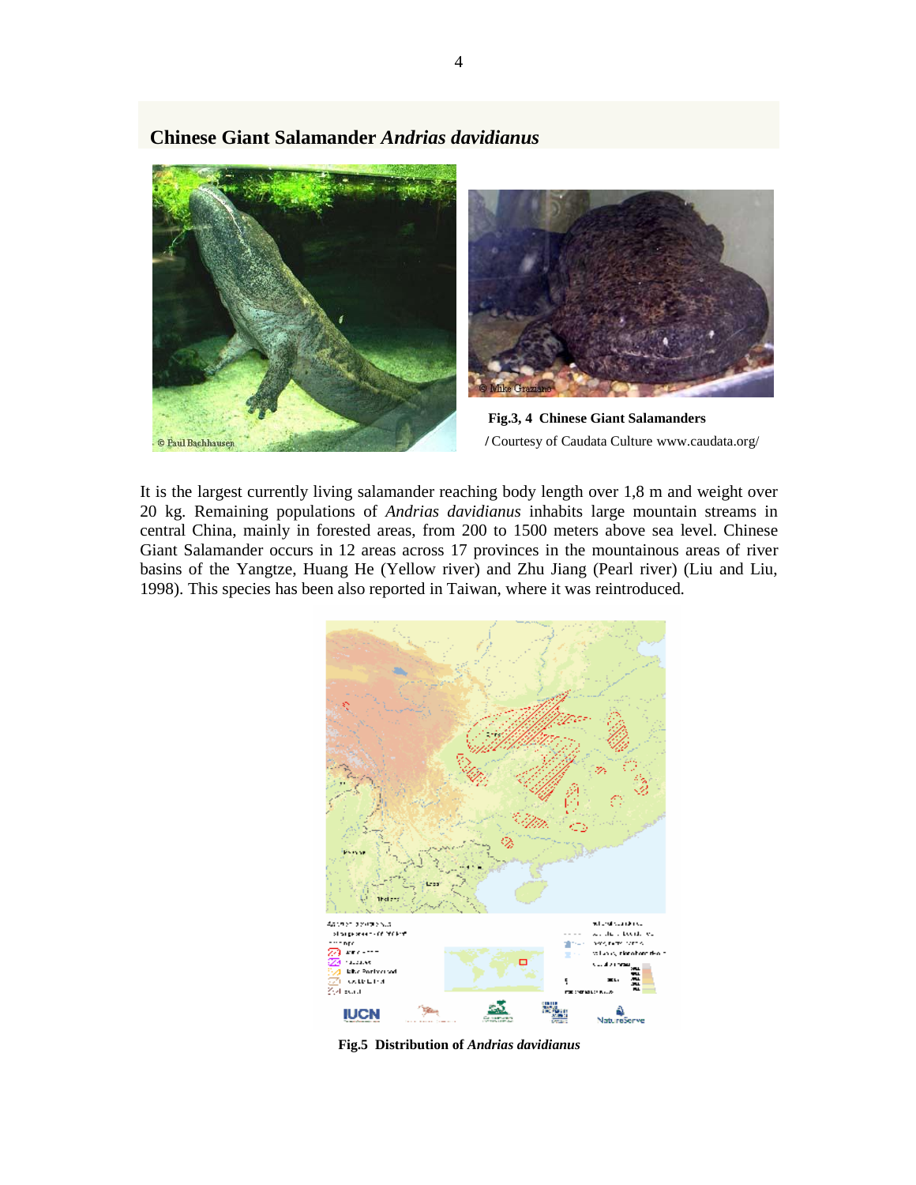## Chinese Giant Salamander *Andrias davidianus*

**Fig.3, 4 Chinese Giant Salamanders**
/ Courtesy of Caudata Culture www.caudata.org/

It is the largest currently living salamander reaching body length over 1,8 m and weight over 20 kg. Remaining populations of *Andrias davidianus* inhabits large mountain streams in central China, mainly in forested areas, from 200 to 1500 meters above sea level. Chinese Giant Salamander occurs in 12 areas across 17 provinces in the mountainous areas of river basins of the Yangtze, Huang He (Yellow river) and Zhu Jiang (Pearl river) (Liu and Liu, 1998). This species has been also reported in Taiwan, where it was reintroduced.

**Fig.5 Distribution of *Andrias davidianus***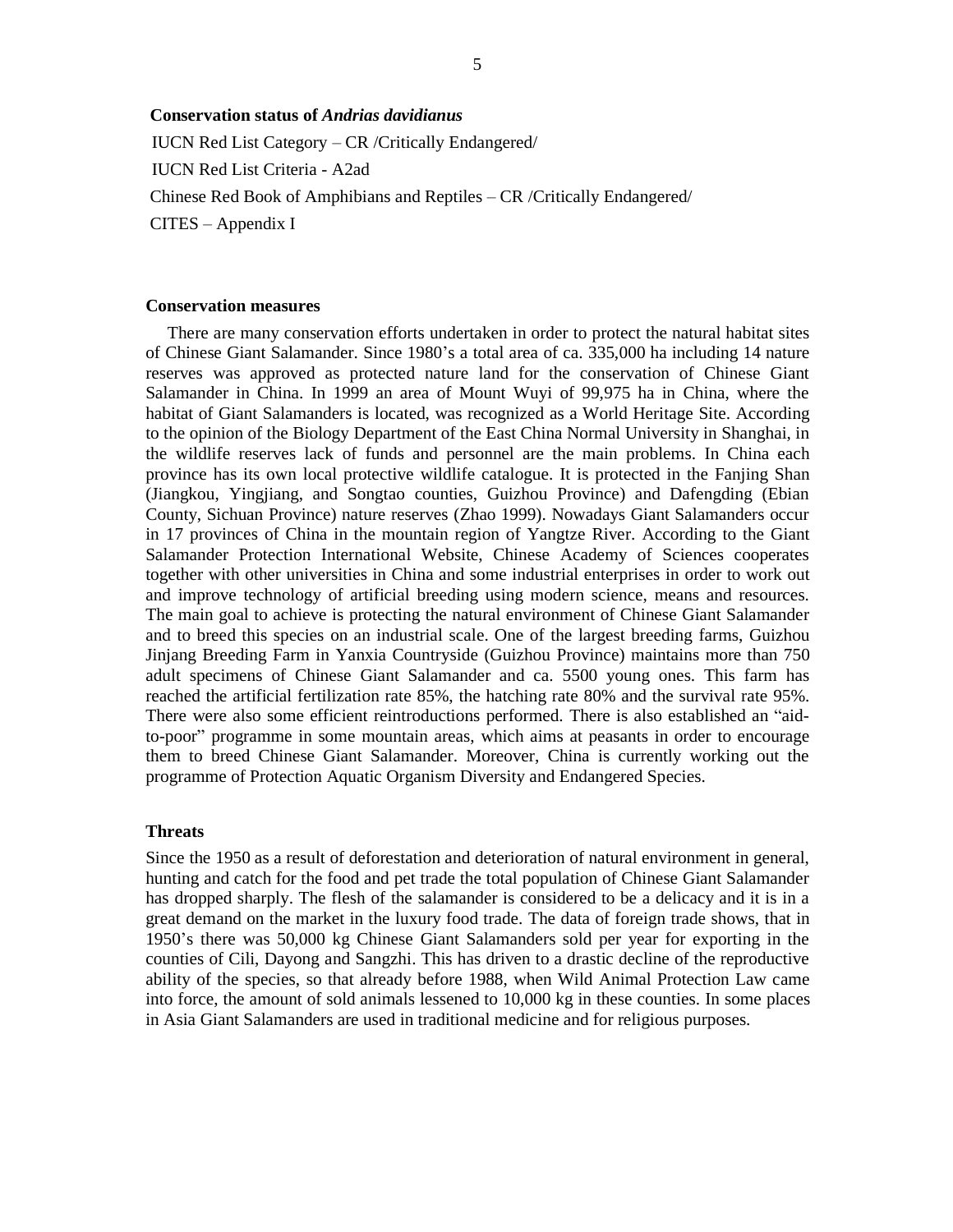**Conservation status of *Andrias davidianus***

IUCN Red List Category – CR /Critically Endangered/

IUCN Red List Criteria - A2ad

Chinese Red Book of Amphibians and Reptiles – CR /Critically Endangered/

CITES – Appendix I

**Conservation measures**

There are many conservation efforts undertaken in order to protect the natural habitat sites of Chinese Giant Salamander. Since 1980's a total area of ca. 335,000 ha including 14 nature reserves was approved as protected nature land for the conservation of Chinese Giant Salamander in China. In 1999 an area of Mount Wuyi of 99,975 ha in China, where the habitat of Giant Salamanders is located, was recognized as a World Heritage Site. According to the opinion of the Biology Department of the East China Normal University in Shanghai, in the wildlife reserves lack of funds and personnel are the main problems. In China each province has its own local protective wildlife catalogue. It is protected in the Fanjing Shan (Jiangkou, Yingjiang, and Songtao counties, Guizhou Province) and Dafengding (Ebian County, Sichuan Province) nature reserves (Zhao 1999). Nowadays Giant Salamanders occur in 17 provinces of China in the mountain region of Yangtze River. According to the Giant Salamander Protection International Website, Chinese Academy of Sciences cooperates together with other universities in China and some industrial enterprises in order to work out and improve technology of artificial breeding using modern science, means and resources. The main goal to achieve is protecting the natural environment of Chinese Giant Salamander and to breed this species on an industrial scale. One of the largest breeding farms, Guizhou Jinjang Breeding Farm in Yanxia Countryside (Guizhou Province) maintains more than 750 adult specimens of Chinese Giant Salamander and ca. 5500 young ones. This farm has reached the artificial fertilization rate 85%, the hatching rate 80% and the survival rate 95%. There were also some efficient reintroductions performed. There is also established an "aid-to-poor" programme in some mountain areas, which aims at peasants in order to encourage them to breed Chinese Giant Salamander. Moreover, China is currently working out the programme of Protection Aquatic Organism Diversity and Endangered Species.

**Threats**

Since the 1950 as a result of deforestation and deterioration of natural environment in general, hunting and catch for the food and pet trade the total population of Chinese Giant Salamander has dropped sharply. The flesh of the salamander is considered to be a delicacy and it is in a great demand on the market in the luxury food trade. The data of foreign trade shows, that in 1950's there was 50,000 kg Chinese Giant Salamanders sold per year for exporting in the counties of Cili, Dayong and Sangzhi. This has driven to a drastic decline of the reproductive ability of the species, so that already before 1988, when Wild Animal Protection Law came into force, the amount of sold animals lessened to 10,000 kg in these counties. In some places in Asia Giant Salamanders are used in traditional medicine and for religious purposes.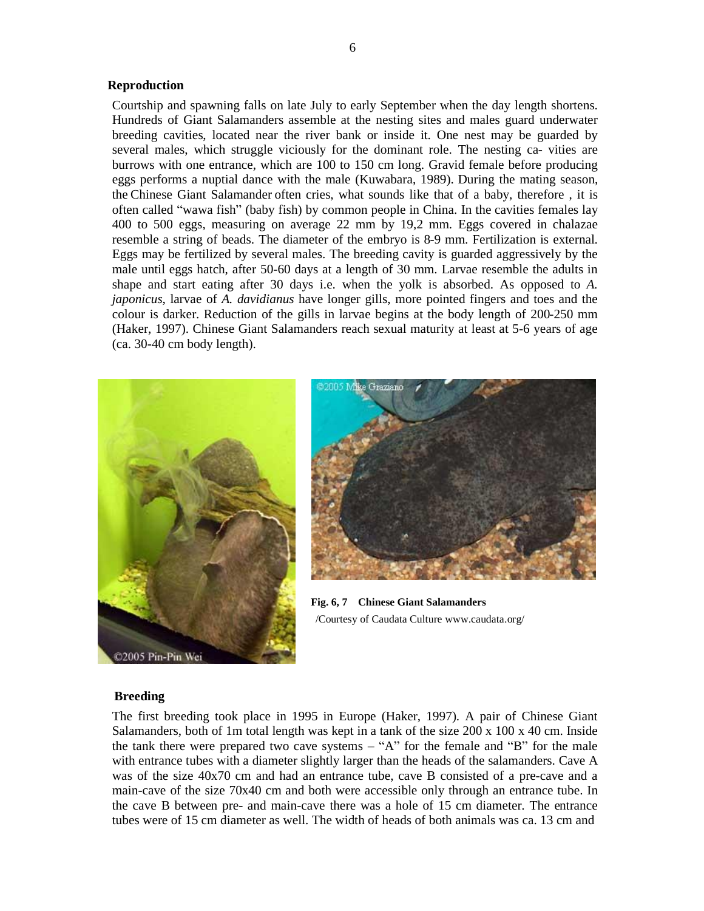## Reproduction

Courtship and spawning falls on late July to early September when the day length shortens. Hundreds of Giant Salamanders assemble at the nesting sites and males guard underwater breeding cavities, located near the river bank or inside it. One nest may be guarded by several males, which struggle viciously for the dominant role. The nesting ca- vities are burrows with one entrance, which are 100 to 150 cm long. Gravid female before producing eggs performs a nuptial dance with the male (Kuwabara, 1989). During the mating season, the Chinese Giant Salamander often cries, what sounds like that of a baby, therefore , it is often called "wawa fish" (baby fish) by common people in China. In the cavities females lay 400 to 500 eggs, measuring on average 22 mm by 19,2 mm. Eggs covered in chalazae resemble a string of beads. The diameter of the embryo is 8-9 mm. Fertilization is external. Eggs may be fertilized by several males. The breeding cavity is guarded aggressively by the male until eggs hatch, after 50-60 days at a length of 30 mm. Larvae resemble the adults in shape and start eating after 30 days i.e. when the yolk is absorbed. As opposed to *A. japonicus*, larvae of *A. davidianus* have longer gills, more pointed fingers and toes and the colour is darker. Reduction of the gills in larvae begins at the body length of 200-250 mm (Haker, 1997). Chinese Giant Salamanders reach sexual maturity at least at 5-6 years of age (ca. 30-40 cm body length).

**Fig. 6, 7 Chinese Giant Salamanders**
/Courtesy of Caudata Culture www.caudata.org/

## Breeding

The first breeding took place in 1995 in Europe (Haker, 1997). A pair of Chinese Giant Salamanders, both of 1m total length was kept in a tank of the size 200 x 100 x 40 cm. Inside the tank there were prepared two cave systems – "A" for the female and "B" for the male with entrance tubes with a diameter slightly larger than the heads of the salamanders. Cave A was of the size 40x70 cm and had an entrance tube, cave B consisted of a pre-cave and a main-cave of the size 70x40 cm and both were accessible only through an entrance tube. In the cave B between pre- and main-cave there was a hole of 15 cm diameter. The entrance tubes were of 15 cm diameter as well. The width of heads of both animals was ca. 13 cm and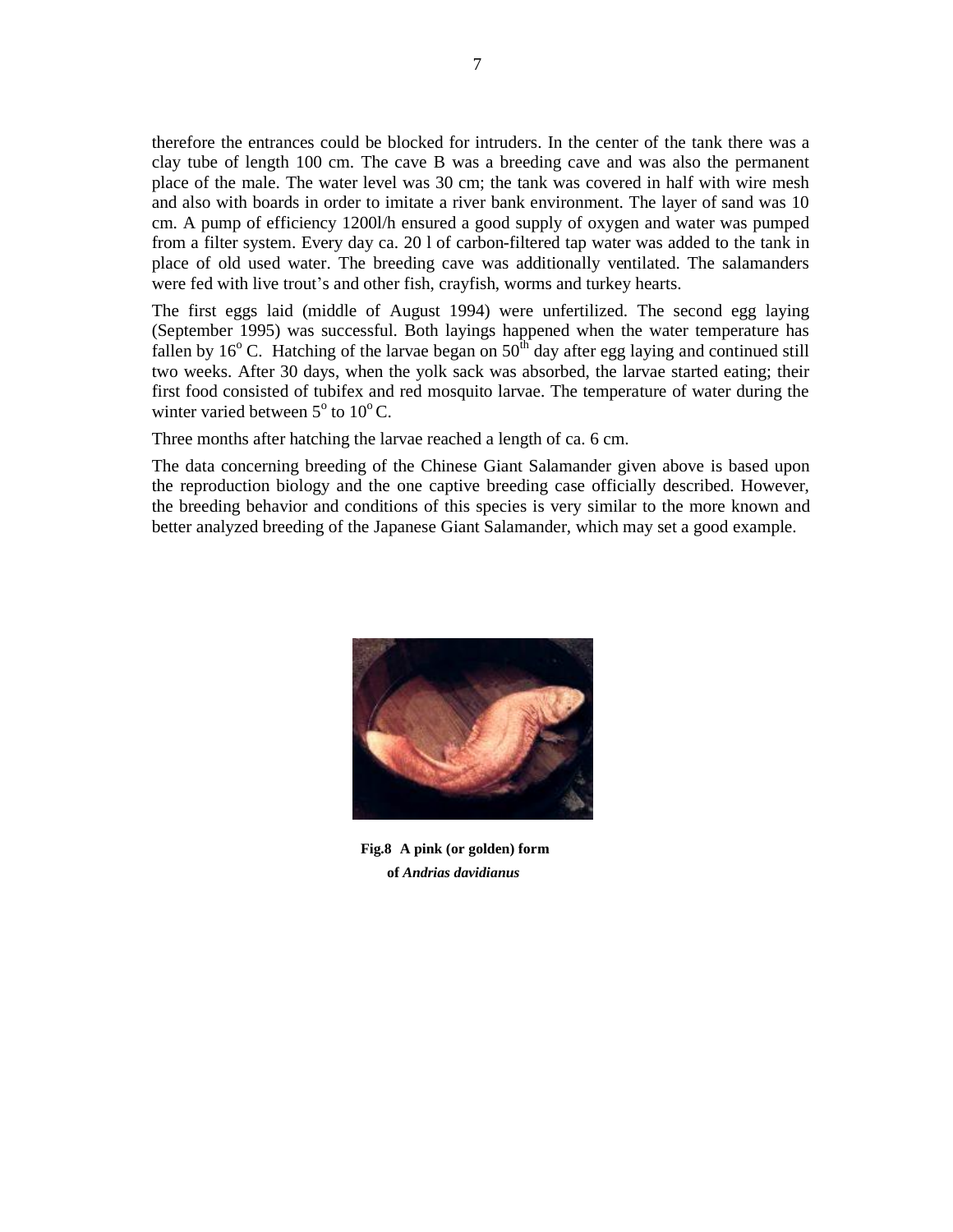therefore the entrances could be blocked for intruders. In the center of the tank there was a clay tube of length 100 cm. The cave B was a breeding cave and was also the permanent place of the male. The water level was 30 cm; the tank was covered in half with wire mesh and also with boards in order to imitate a river bank environment. The layer of sand was 10 cm. A pump of efficiency 1200l/h ensured a good supply of oxygen and water was pumped from a filter system. Every day ca. 20 l of carbon-filtered tap water was added to the tank in place of old used water. The breeding cave was additionally ventilated. The salamanders were fed with live trout's and other fish, crayfish, worms and turkey hearts.

The first eggs laid (middle of August 1994) were unfertilized. The second egg laying (September 1995) was successful. Both layings happened when the water temperature has fallen by $16^{o}$ C. Hatching of the larvae began on $50^{th}$ day after egg laying and continued still two weeks. After 30 days, when the yolk sack was absorbed, the larvae started eating; their first food consisted of tubifex and red mosquito larvae. The temperature of water during the winter varied between $5^{o}$ to $10^{o}$ C.

Three months after hatching the larvae reached a length of ca. 6 cm.

The data concerning breeding of the Chinese Giant Salamander given above is based upon the reproduction biology and the one captive breeding case officially described. However, the breeding behavior and conditions of this species is very similar to the more known and better analyzed breeding of the Japanese Giant Salamander, which may set a good example.

**Fig.8 A pink (or golden) form of *Andrias davidianus***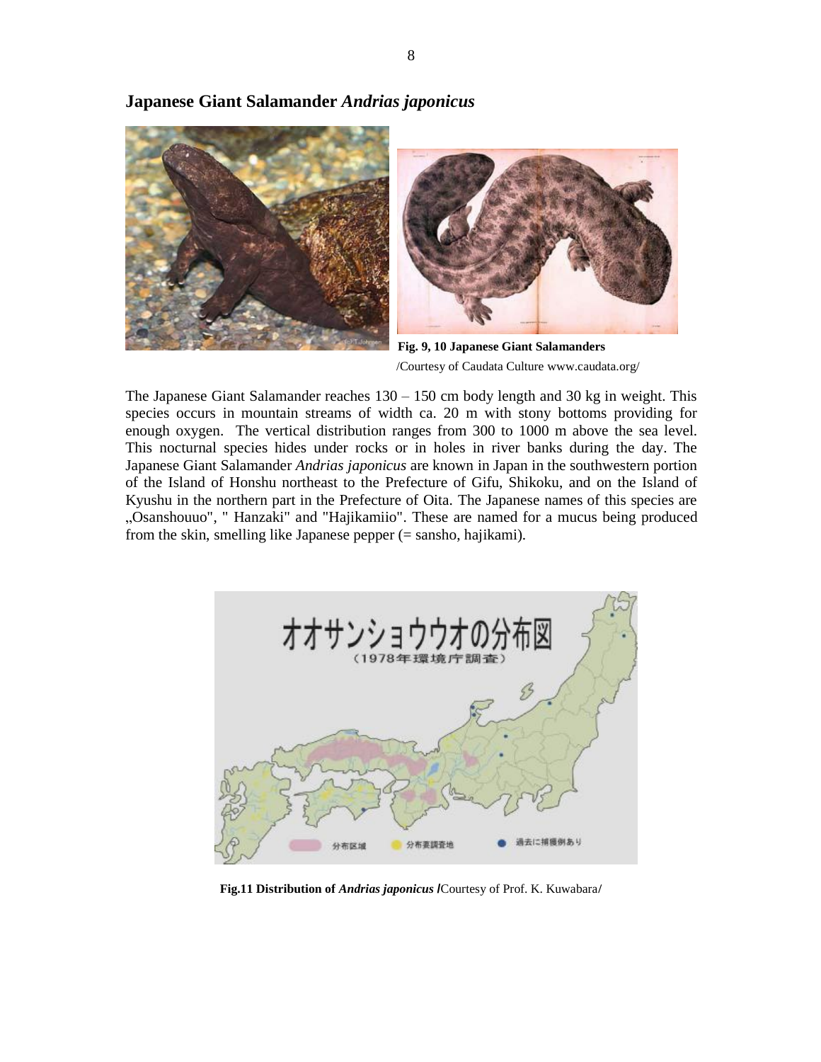## Japanese Giant Salamander *Andrias japonicus*

**Fig. 9, 10 Japanese Giant Salamanders**
/Courtesy of Caudata Culture www.caudata.org/

The Japanese Giant Salamander reaches 130 – 150 cm body length and 30 kg in weight. This species occurs in mountain streams of width ca. 20 m with stony bottoms providing for enough oxygen. The vertical distribution ranges from 300 to 1000 m above the sea level. This nocturnal species hides under rocks or in holes in river banks during the day. The Japanese Giant Salamander *Andrias japonicus* are known in Japan in the southwestern portion of the Island of Honshu northeast to the Prefecture of Gifu, Shikoku, and on the Island of Kyushu in the northern part in the Prefecture of Oita. The Japanese names of this species are „Osanshouuo", " Hanzaki" and "Hajikamiio". These are named for a mucus being produced from the skin, smelling like Japanese pepper (= sansho, hajikami).

**Fig.11 Distribution of *Andrias japonicus* /**Courtesy of Prof. K. Kuwabara**/**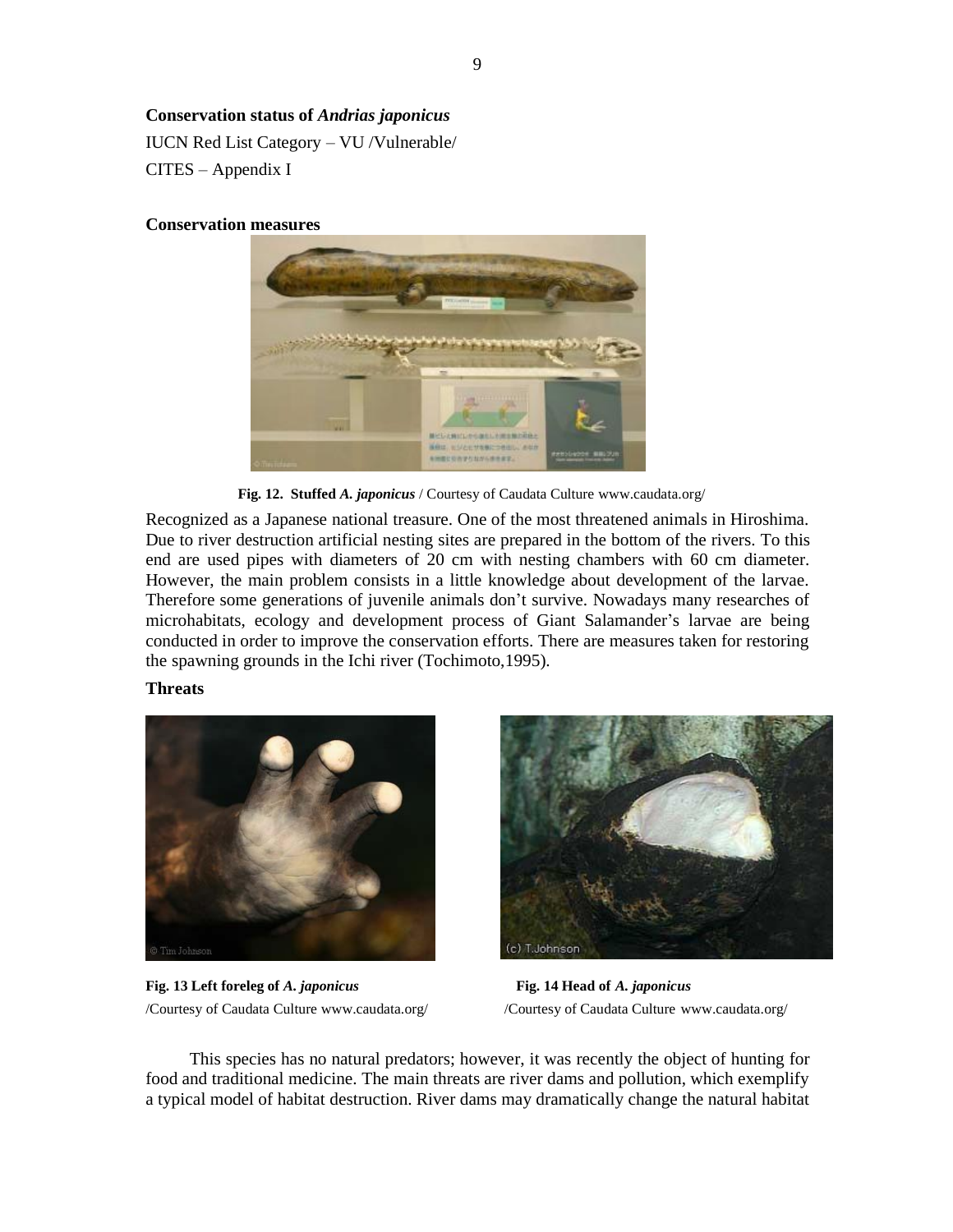**Conservation status of *Andrias japonicus***

IUCN Red List Category – VU /Vulnerable/

CITES – Appendix I

**Conservation measures**

**Fig. 12. Stuffed *A. japonicus*** / Courtesy of Caudata Culture www.caudata.org/

Recognized as a Japanese national treasure. One of the most threatened animals in Hiroshima. Due to river destruction artificial nesting sites are prepared in the bottom of the rivers. To this end are used pipes with diameters of 20 cm with nesting chambers with 60 cm diameter. However, the main problem consists in a little knowledge about development of the larvae. Therefore some generations of juvenile animals don't survive. Nowadays many researches of microhabitats, ecology and development process of Giant Salamander's larvae are being conducted in order to improve the conservation efforts. There are measures taken for restoring the spawning grounds in the Ichi river (Tochimoto,1995).

**Threats**

**Fig. 13 Left foreleg of *A. japonicus***
/Courtesy of Caudata Culture www.caudata.org/

**Fig. 14 Head of *A. japonicus***
/Courtesy of Caudata Culture www.caudata.org/

This species has no natural predators; however, it was recently the object of hunting for food and traditional medicine. The main threats are river dams and pollution, which exemplify a typical model of habitat destruction. River dams may dramatically change the natural habitat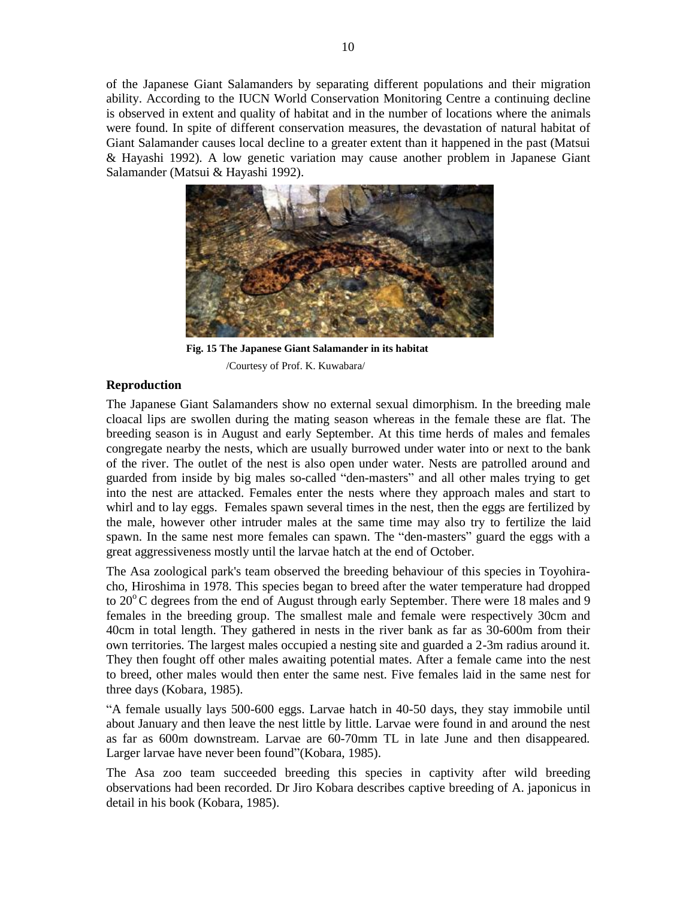of the Japanese Giant Salamanders by separating different populations and their migration ability. According to the IUCN World Conservation Monitoring Centre a continuing decline is observed in extent and quality of habitat and in the number of locations where the animals were found. In spite of different conservation measures, the devastation of natural habitat of Giant Salamander causes local decline to a greater extent than it happened in the past (Matsui & Hayashi 1992). A low genetic variation may cause another problem in Japanese Giant Salamander (Matsui & Hayashi 1992).

**Fig. 15 The Japanese Giant Salamander in its habitat**

/Courtesy of Prof. K. Kuwabara/

## Reproduction

The Japanese Giant Salamanders show no external sexual dimorphism. In the breeding male cloacal lips are swollen during the mating season whereas in the female these are flat. The breeding season is in August and early September. At this time herds of males and females congregate nearby the nests, which are usually burrowed under water into or next to the bank of the river. The outlet of the nest is also open under water. Nests are patrolled around and guarded from inside by big males so-called "den-masters" and all other males trying to get into the nest are attacked. Females enter the nests where they approach males and start to whirl and to lay eggs. Females spawn several times in the nest, then the eggs are fertilized by the male, however other intruder males at the same time may also try to fertilize the laid spawn. In the same nest more females can spawn. The "den-masters" guard the eggs with a great aggressiveness mostly until the larvae hatch at the end of October.

The Asa zoological park's team observed the breeding behaviour of this species in Toyohira-cho, Hiroshima in 1978. This species began to breed after the water temperature had dropped to $20^{o}$C degrees from the end of August through early September. There were 18 males and 9 females in the breeding group. The smallest male and female were respectively 30cm and 40cm in total length. They gathered in nests in the river bank as far as 30-600m from their own territories. The largest males occupied a nesting site and guarded a 2-3m radius around it. They then fought off other males awaiting potential mates. After a female came into the nest to breed, other males would then enter the same nest. Five females laid in the same nest for three days (Kobara, 1985).

"A female usually lays 500-600 eggs. Larvae hatch in 40-50 days, they stay immobile until about January and then leave the nest little by little. Larvae were found in and around the nest as far as 600m downstream. Larvae are 60-70mm TL in late June and then disappeared. Larger larvae have never been found"(Kobara, 1985).

The Asa zoo team succeeded breeding this species in captivity after wild breeding observations had been recorded. Dr Jiro Kobara describes captive breeding of A. japonicus in detail in his book (Kobara, 1985).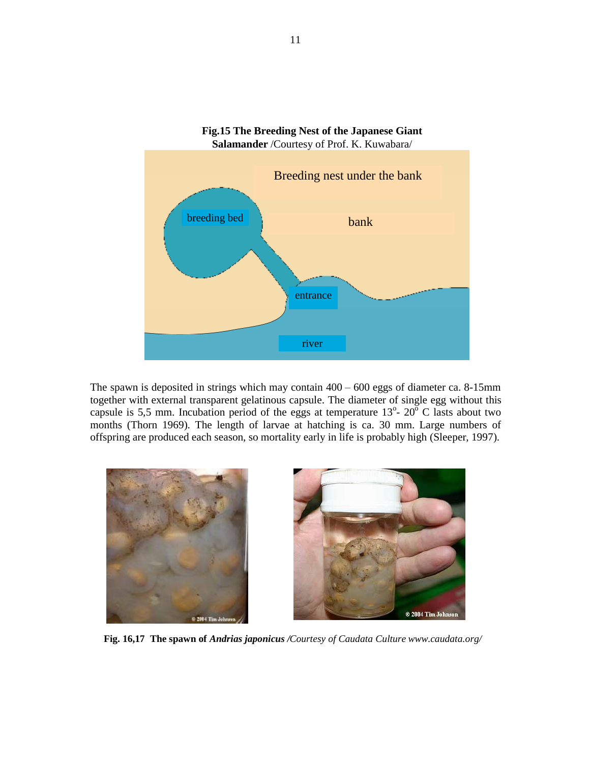**Fig.15 The Breeding Nest of the Japanese Giant Salamander** /Courtesy of Prof. K. Kuwabara/

The spawn is deposited in strings which may contain 400 – 600 eggs of diameter ca. 8-15mm together with external transparent gelatinous capsule. The diameter of single egg without this capsule is 5,5 mm. Incubation period of the eggs at temperature $13^{o}$- $20^{o}$ C lasts about two months (Thorn 1969). The length of larvae at hatching is ca. 30 mm. Large numbers of offspring are produced each season, so mortality early in life is probably high (Sleeper, 1997).

**Fig. 16,17 The spawn of *Andrias japonicus*** */Courtesy of Caudata Culture www.caudata.org/*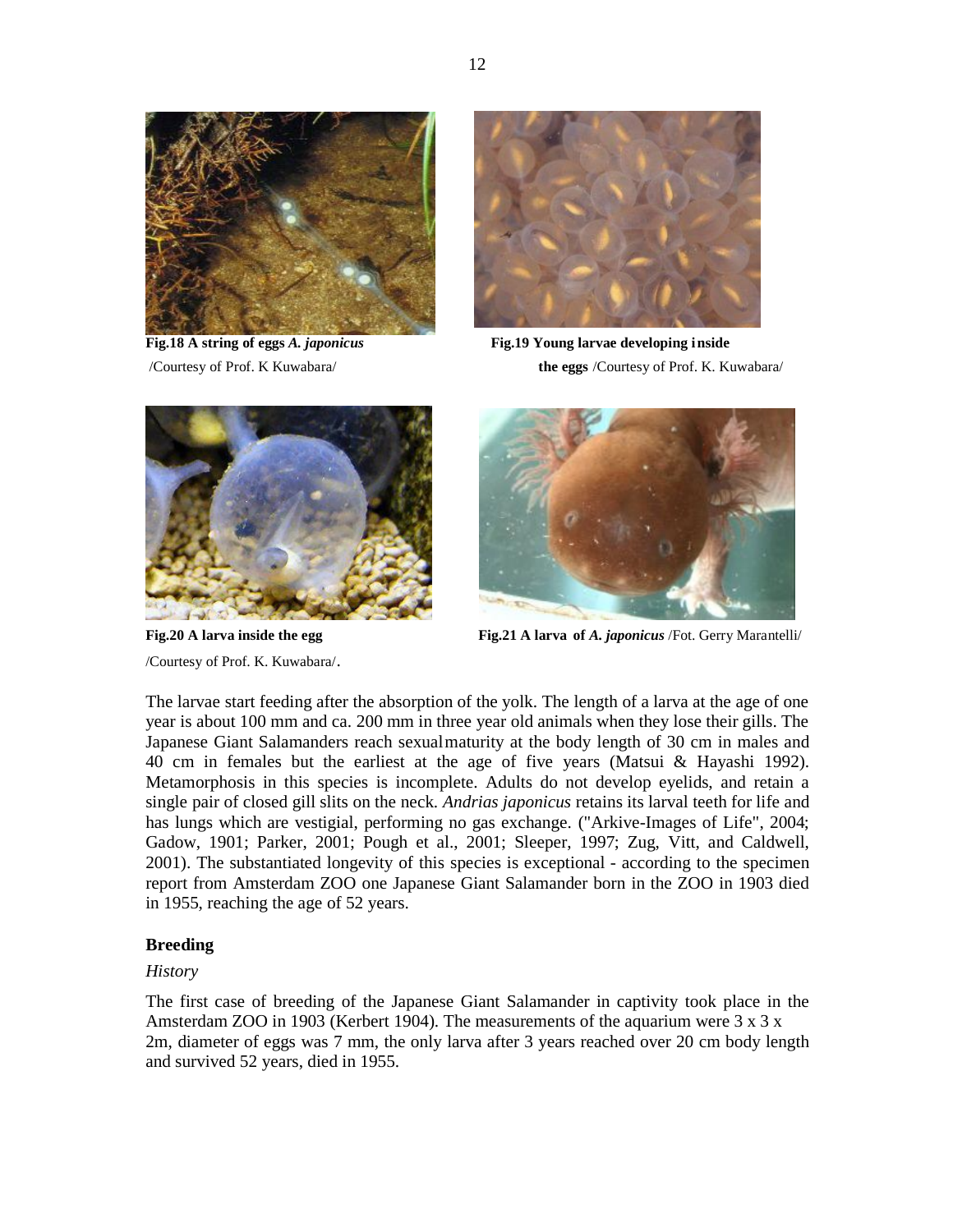**Fig.18 A string of eggs *A. japonicus***
/Courtesy of Prof. K Kuwabara/

**Fig.19 Young larvae developing inside the eggs** /Courtesy of Prof. K. Kuwabara/

**Fig.20 A larva inside the egg**
/Courtesy of Prof. K. Kuwabara/.

**Fig.21 A larva of *A. japonicus*** /Fot. Gerry Marantelli/

The larvae start feeding after the absorption of the yolk. The length of a larva at the age of one year is about 100 mm and ca. 200 mm in three year old animals when they lose their gills. The Japanese Giant Salamanders reach sexual maturity at the body length of 30 cm in males and 40 cm in females but the earliest at the age of five years (Matsui & Hayashi 1992). Metamorphosis in this species is incomplete. Adults do not develop eyelids, and retain a single pair of closed gill slits on the neck. *Andrias japonicus* retains its larval teeth for life and has lungs which are vestigial, performing no gas exchange. ("Arkive-Images of Life", 2004; Gadow, 1901; Parker, 2001; Pough et al., 2001; Sleeper, 1997; Zug, Vitt, and Caldwell, 2001). The substantiated longevity of this species is exceptional - according to the specimen report from Amsterdam ZOO one Japanese Giant Salamander born in the ZOO in 1903 died in 1955, reaching the age of 52 years.

## Breeding

*History*

The first case of breeding of the Japanese Giant Salamander in captivity took place in the Amsterdam ZOO in 1903 (Kerbert 1904). The measurements of the aquarium were 3 x 3 x 2m, diameter of eggs was 7 mm, the only larva after 3 years reached over 20 cm body length and survived 52 years, died in 1955.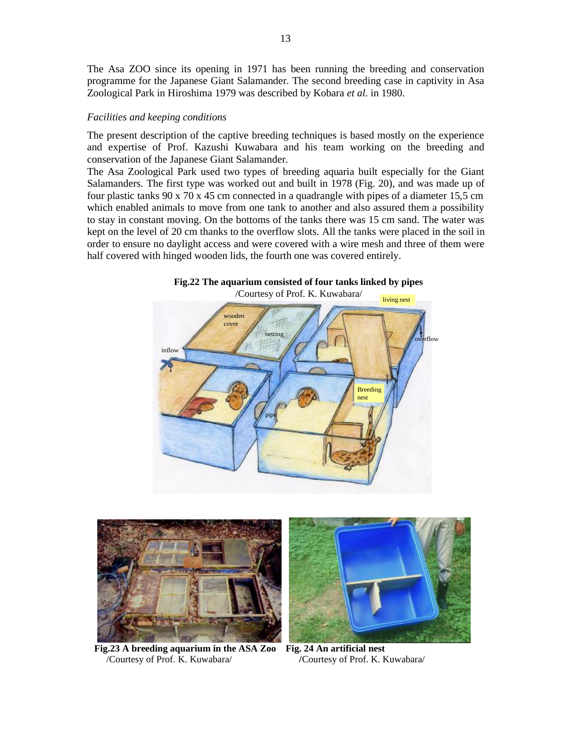The Asa ZOO since its opening in 1971 has been running the breeding and conservation programme for the Japanese Giant Salamander. The second breeding case in captivity in Asa Zoological Park in Hiroshima 1979 was described by Kobara *et al.* in 1980.

*Facilities and keeping conditions*

The present description of the captive breeding techniques is based mostly on the experience and expertise of Prof. Kazushi Kuwabara and his team working on the breeding and conservation of the Japanese Giant Salamander.

The Asa Zoological Park used two types of breeding aquaria built especially for the Giant Salamanders. The first type was worked out and built in 1978 (Fig. 20), and was made up of four plastic tanks 90 x 70 x 45 cm connected in a quadrangle with pipes of a diameter 15,5 cm which enabled animals to move from one tank to another and also assured them a possibility to stay in constant moving. On the bottoms of the tanks there was 15 cm sand. The water was kept on the level of 20 cm thanks to the overflow slots. All the tanks were placed in the soil in order to ensure no daylight access and were covered with a wire mesh and three of them were half covered with hinged wooden lids, the fourth one was covered entirely.

**Fig.22 The aquarium consisted of four tanks linked by pipes**
/Courtesy of Prof. K. Kuwabara/

**Fig.23 A breeding aquarium in the ASA Zoo**
/Courtesy of Prof. K. Kuwabara/

**Fig. 24 An artificial nest**
/Courtesy of Prof. K. Kuwabara/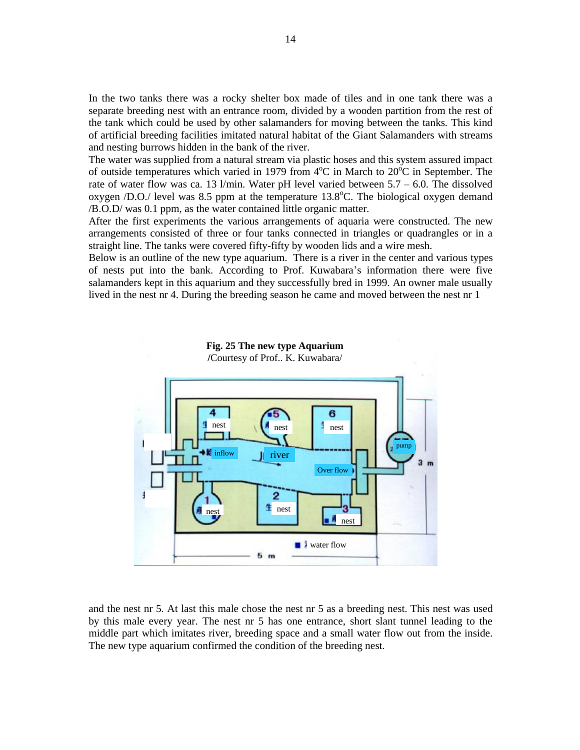In the two tanks there was a rocky shelter box made of tiles and in one tank there was a separate breeding nest with an entrance room, divided by a wooden partition from the rest of the tank which could be used by other salamanders for moving between the tanks. This kind of artificial breeding facilities imitated natural habitat of the Giant Salamanders with streams and nesting burrows hidden in the bank of the river.

The water was supplied from a natural stream via plastic hoses and this system assured impact of outside temperatures which varied in 1979 from 4°C in March to 20°C in September. The rate of water flow was ca. 13 l/min. Water pH level varied between 5.7 – 6.0. The dissolved oxygen /D.O./ level was 8.5 ppm at the temperature 13.8°C. The biological oxygen demand /B.O.D/ was 0.1 ppm, as the water contained little organic matter.

After the first experiments the various arrangements of aquaria were constructed. The new arrangements consisted of three or four tanks connected in triangles or quadrangles or in a straight line. The tanks were covered fifty-fifty by wooden lids and a wire mesh.

Below is an outline of the new type aquarium. There is a river in the center and various types of nests put into the bank. According to Prof. Kuwabara's information there were five salamanders kept in this aquarium and they successfully bred in 1999. An owner male usually lived in the nest nr 4. During the breeding season he came and moved between the nest nr 1

**Fig. 25 The new type Aquarium**
/Courtesy of Prof.. K. Kuwabara/

and the nest nr 5. At last this male chose the nest nr 5 as a breeding nest. This nest was used by this male every year. The nest nr 5 has one entrance, short slant tunnel leading to the middle part which imitates river, breeding space and a small water flow out from the inside. The new type aquarium confirmed the condition of the breeding nest.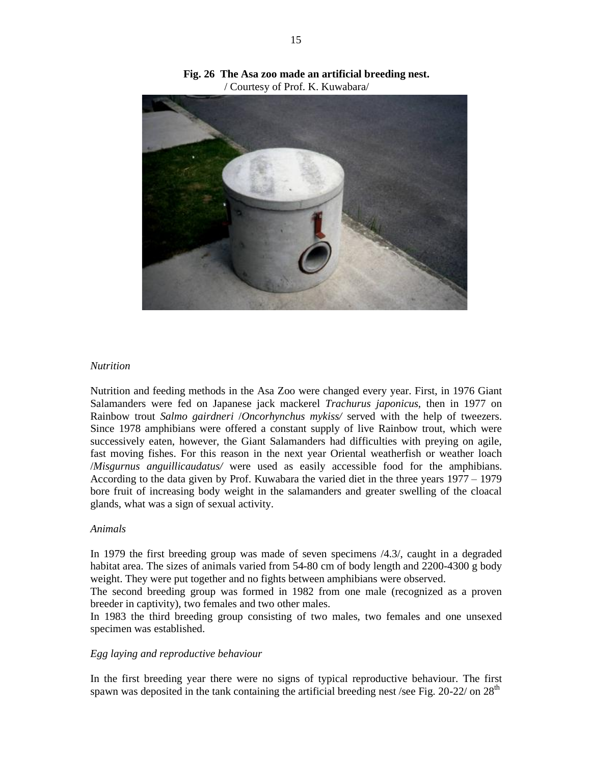**Fig. 26 The Asa zoo made an artificial breeding nest.**
/ Courtesy of Prof. K. Kuwabara/

*Nutrition*

Nutrition and feeding methods in the Asa Zoo were changed every year. First, in 1976 Giant Salamanders were fed on Japanese jack mackerel *Trachurus japonicus*, then in 1977 on Rainbow trout *Salmo gairdneri* /*Oncorhynchus mykiss/* served with the help of tweezers. Since 1978 amphibians were offered a constant supply of live Rainbow trout, which were successively eaten, however, the Giant Salamanders had difficulties with preying on agile, fast moving fishes. For this reason in the next year Oriental weatherfish or weather loach /*Misgurnus anguillicaudatus/* were used as easily accessible food for the amphibians. According to the data given by Prof. Kuwabara the varied diet in the three years 1977 – 1979 bore fruit of increasing body weight in the salamanders and greater swelling of the cloacal glands, what was a sign of sexual activity.

*Animals*

In 1979 the first breeding group was made of seven specimens /4.3/, caught in a degraded habitat area. The sizes of animals varied from 54-80 cm of body length and 2200-4300 g body weight. They were put together and no fights between amphibians were observed.
The second breeding group was formed in 1982 from one male (recognized as a proven breeder in captivity), two females and two other males.
In 1983 the third breeding group consisting of two males, two females and one unsexed specimen was established.

*Egg laying and reproductive behaviour*

In the first breeding year there were no signs of typical reproductive behaviour. The first spawn was deposited in the tank containing the artificial breeding nest /see Fig. 20-22/ on 28$^{th}$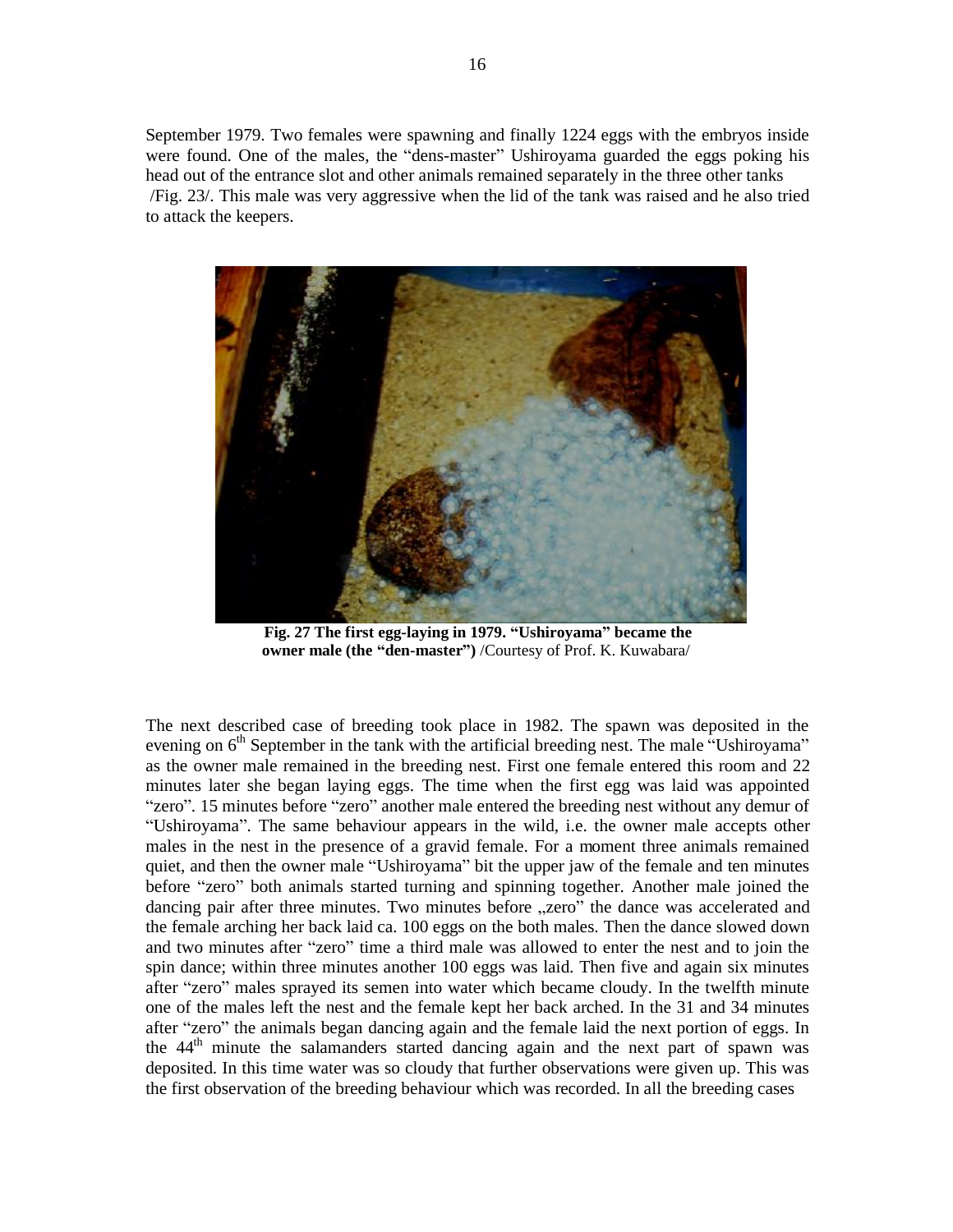September 1979. Two females were spawning and finally 1224 eggs with the embryos inside were found. One of the males, the "dens-master" Ushiroyama guarded the eggs poking his head out of the entrance slot and other animals remained separately in the three other tanks /Fig. 23/. This male was very aggressive when the lid of the tank was raised and he also tried to attack the keepers.

**Fig. 27 The first egg-laying in 1979. "Ushiroyama" became the owner male (the "den-master")** /Courtesy of Prof. K. Kuwabara/

The next described case of breeding took place in 1982. The spawn was deposited in the evening on 6th September in the tank with the artificial breeding nest. The male "Ushiroyama" as the owner male remained in the breeding nest. First one female entered this room and 22 minutes later she began laying eggs. The time when the first egg was laid was appointed "zero". 15 minutes before "zero" another male entered the breeding nest without any demur of "Ushiroyama". The same behaviour appears in the wild, i.e. the owner male accepts other males in the nest in the presence of a gravid female. For a moment three animals remained quiet, and then the owner male "Ushiroyama" bit the upper jaw of the female and ten minutes before "zero" both animals started turning and spinning together. Another male joined the dancing pair after three minutes. Two minutes before „zero" the dance was accelerated and the female arching her back laid ca. 100 eggs on the both males. Then the dance slowed down and two minutes after "zero" time a third male was allowed to enter the nest and to join the spin dance; within three minutes another 100 eggs was laid. Then five and again six minutes after "zero" males sprayed its semen into water which became cloudy. In the twelfth minute one of the males left the nest and the female kept her back arched. In the 31 and 34 minutes after "zero" the animals began dancing again and the female laid the next portion of eggs. In the 44th minute the salamanders started dancing again and the next part of spawn was deposited. In this time water was so cloudy that further observations were given up. This was the first observation of the breeding behaviour which was recorded. In all the breeding cases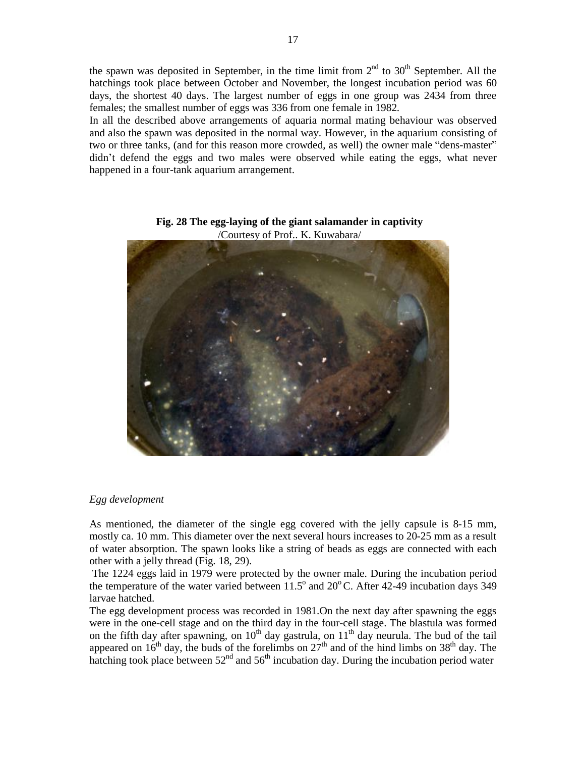the spawn was deposited in September, in the time limit from 2nd to 30th September. All the hatchings took place between October and November, the longest incubation period was 60 days, the shortest 40 days. The largest number of eggs in one group was 2434 from three females; the smallest number of eggs was 336 from one female in 1982.

In all the described above arrangements of aquaria normal mating behaviour was observed and also the spawn was deposited in the normal way. However, in the aquarium consisting of two or three tanks, (and for this reason more crowded, as well) the owner male "dens-master" didn't defend the eggs and two males were observed while eating the eggs, what never happened in a four-tank aquarium arrangement.

**Fig. 28 The egg-laying of the giant salamander in captivity**
/Courtesy of Prof.. K. Kuwabara/

*Egg development*

As mentioned, the diameter of the single egg covered with the jelly capsule is 8-15 mm, mostly ca. 10 mm. This diameter over the next several hours increases to 20-25 mm as a result of water absorption. The spawn looks like a string of beads as eggs are connected with each other with a jelly thread (Fig. 18, 29).

The 1224 eggs laid in 1979 were protected by the owner male. During the incubation period the temperature of the water varied between $11.5^{o}$ and $20^{o}$ C. After 42-49 incubation days 349 larvae hatched.

The egg development process was recorded in 1981.On the next day after spawning the eggs were in the one-cell stage and on the third day in the four-cell stage. The blastula was formed on the fifth day after spawning, on 10th day gastrula, on 11th day neurula. The bud of the tail appeared on 16th day, the buds of the forelimbs on 27th and of the hind limbs on 38th day. The hatching took place between 52nd and 56th incubation day. During the incubation period water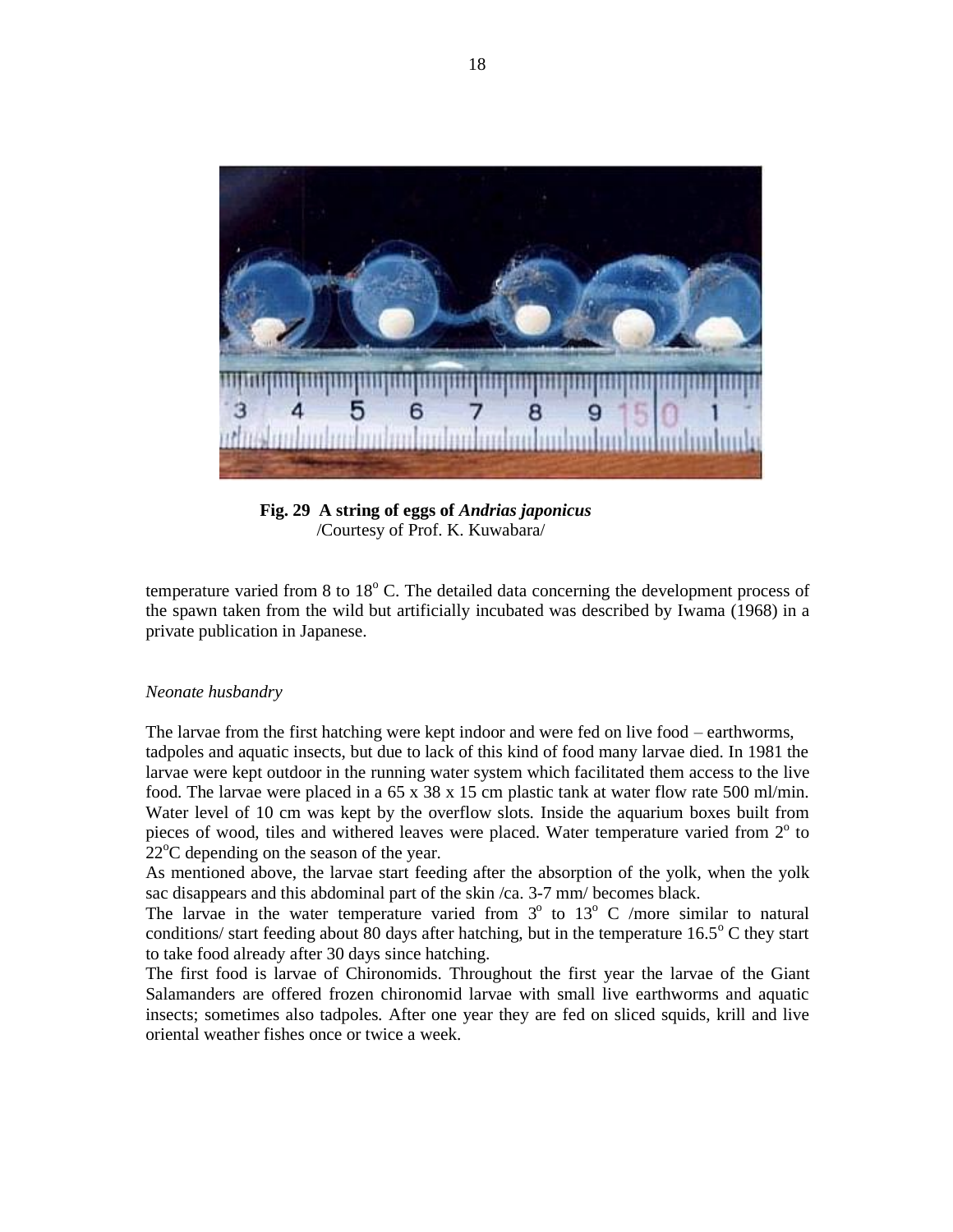**Fig. 29 A string of eggs of *Andrias japonicus***
/Courtesy of Prof. K. Kuwabara/

temperature varied from 8 to 18$^{o}$ C. The detailed data concerning the development process of the spawn taken from the wild but artificially incubated was described by Iwama (1968) in a private publication in Japanese.

*Neonate husbandry*

The larvae from the first hatching were kept indoor and were fed on live food – earthworms, tadpoles and aquatic insects, but due to lack of this kind of food many larvae died. In 1981 the larvae were kept outdoor in the running water system which facilitated them access to the live food. The larvae were placed in a 65 x 38 x 15 cm plastic tank at water flow rate 500 ml/min. Water level of 10 cm was kept by the overflow slots. Inside the aquarium boxes built from pieces of wood, tiles and withered leaves were placed. Water temperature varied from 2$^{o}$ to 22$^{o}$C depending on the season of the year.

As mentioned above, the larvae start feeding after the absorption of the yolk, when the yolk sac disappears and this abdominal part of the skin /ca. 3-7 mm/ becomes black.

The larvae in the water temperature varied from 3$^{o}$ to 13$^{o}$ C /more similar to natural conditions/ start feeding about 80 days after hatching, but in the temperature 16.5$^{o}$ C they start to take food already after 30 days since hatching.

The first food is larvae of Chironomids. Throughout the first year the larvae of the Giant Salamanders are offered frozen chironomid larvae with small live earthworms and aquatic insects; sometimes also tadpoles. After one year they are fed on sliced squids, krill and live oriental weather fishes once or twice a week.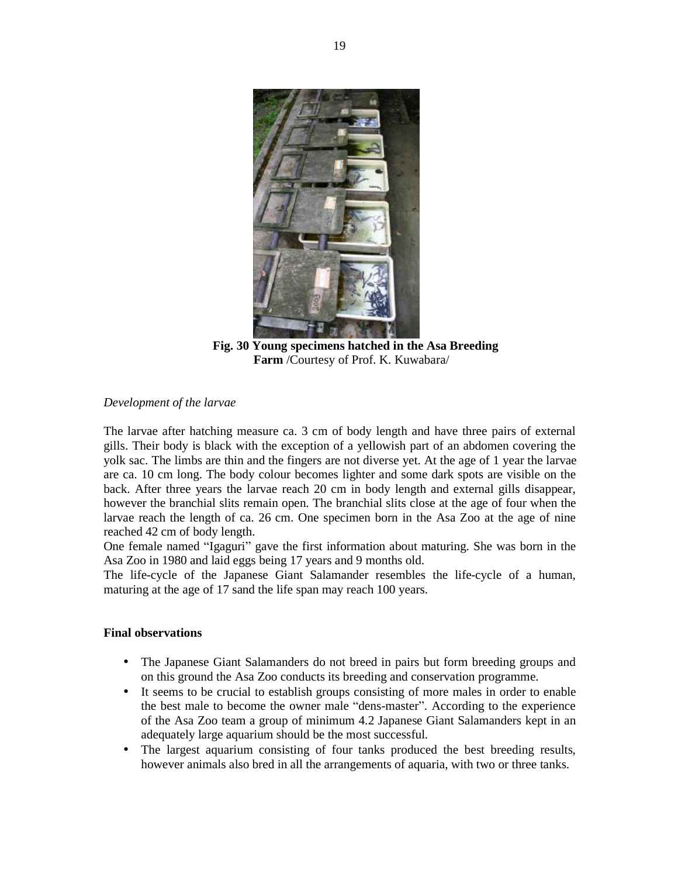**Fig. 30 Young specimens hatched in the Asa Breeding Farm** /Courtesy of Prof. K. Kuwabara/

*Development of the larvae*

The larvae after hatching measure ca. 3 cm of body length and have three pairs of external gills. Their body is black with the exception of a yellowish part of an abdomen covering the yolk sac. The limbs are thin and the fingers are not diverse yet. At the age of 1 year the larvae are ca. 10 cm long. The body colour becomes lighter and some dark spots are visible on the back. After three years the larvae reach 20 cm in body length and external gills disappear, however the branchial slits remain open. The branchial slits close at the age of four when the larvae reach the length of ca. 26 cm. One specimen born in the Asa Zoo at the age of nine reached 42 cm of body length.

One female named "Igaguri" gave the first information about maturing. She was born in the Asa Zoo in 1980 and laid eggs being 17 years and 9 months old.

The life-cycle of the Japanese Giant Salamander resembles the life-cycle of a human, maturing at the age of 17 sand the life span may reach 100 years.

**Final observations**

- The Japanese Giant Salamanders do not breed in pairs but form breeding groups and on this ground the Asa Zoo conducts its breeding and conservation programme.
- It seems to be crucial to establish groups consisting of more males in order to enable the best male to become the owner male "dens-master". According to the experience of the Asa Zoo team a group of minimum 4.2 Japanese Giant Salamanders kept in an adequately large aquarium should be the most successful.
- The largest aquarium consisting of four tanks produced the best breeding results, however animals also bred in all the arrangements of aquaria, with two or three tanks.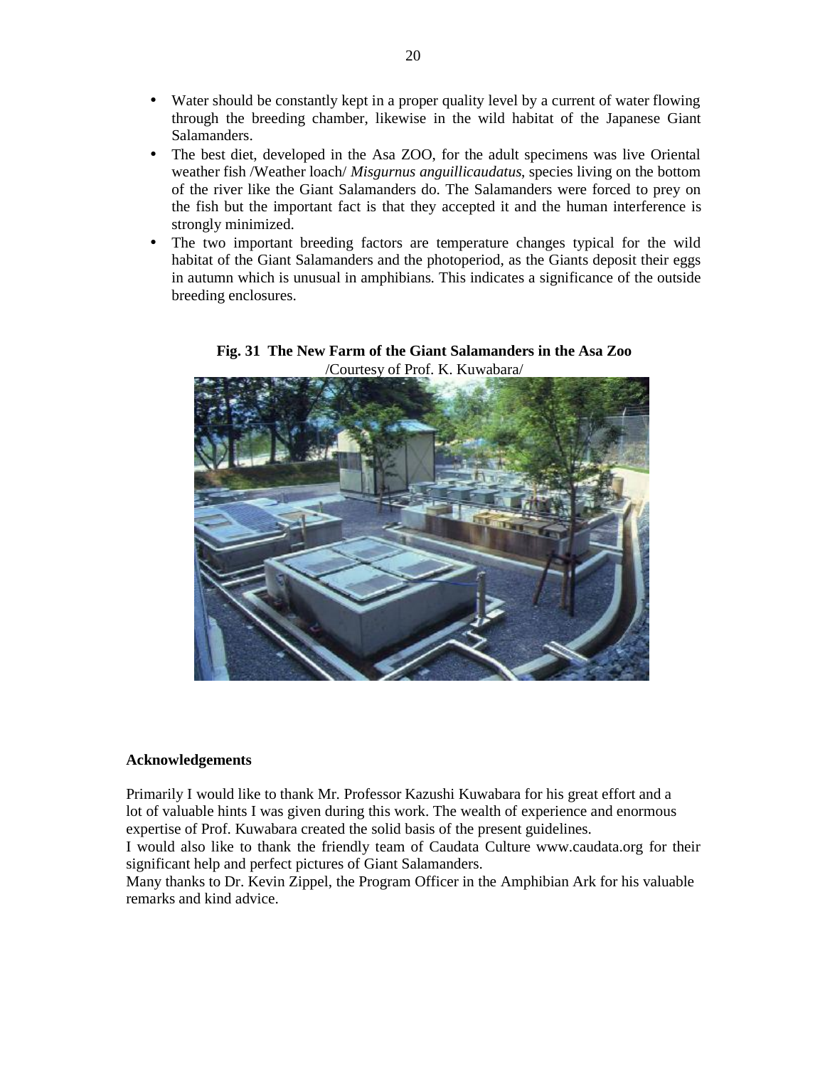- Water should be constantly kept in a proper quality level by a current of water flowing through the breeding chamber, likewise in the wild habitat of the Japanese Giant Salamanders.
- The best diet, developed in the Asa ZOO, for the adult specimens was live Oriental weather fish /Weather loach/ *Misgurnus anguillicaudatus*, species living on the bottom of the river like the Giant Salamanders do. The Salamanders were forced to prey on the fish but the important fact is that they accepted it and the human interference is strongly minimized.
- The two important breeding factors are temperature changes typical for the wild habitat of the Giant Salamanders and the photoperiod, as the Giants deposit their eggs in autumn which is unusual in amphibians. This indicates a significance of the outside breeding enclosures.

**Fig. 31 The New Farm of the Giant Salamanders in the Asa Zoo**
/Courtesy of Prof. K. Kuwabara/

**Acknowledgements**

Primarily I would like to thank Mr. Professor Kazushi Kuwabara for his great effort and a lot of valuable hints I was given during this work. The wealth of experience and enormous expertise of Prof. Kuwabara created the solid basis of the present guidelines.
I would also like to thank the friendly team of Caudata Culture www.caudata.org for their significant help and perfect pictures of Giant Salamanders.
Many thanks to Dr. Kevin Zippel, the Program Officer in the Amphibian Ark for his valuable remarks and kind advice.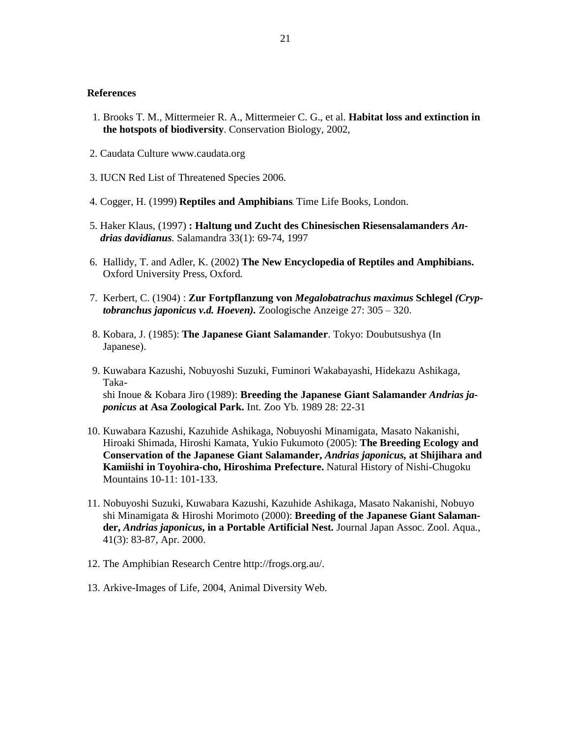**References**

1. Brooks T. M., Mittermeier R. A., Mittermeier C. G., et al. **Habitat loss and extinction in the hotspots of biodiversity**. Conservation Biology, 2002,

2. Caudata Culture www.caudata.org

3. IUCN Red List of Threatened Species 2006.

4. Cogger, H. (1999) **Reptiles and Amphibians**. Time Life Books, London.

5. Haker Klaus, (1997) **: Haltung und Zucht des Chinesischen Riesensalamanders *Andrias davidianus***. Salamandra 33(1): 69-74, 1997

6. Hallidy, T. and Adler, K. (2002) **The New Encyclopedia of Reptiles and Amphibians.** Oxford University Press, Oxford.

7. Kerbert, C. (1904) : **Zur Fortpflanzung von *Megalobatrachus maximus* Schlegel *(Cryptobranchus japonicus v.d. Hoeven).*** Zoologische Anzeige 27: 305 – 320.

8. Kobara, J. (1985): **The Japanese Giant Salamander**. Tokyo: Doubutsushya (In Japanese).

9. Kuwabara Kazushi, Nobuyoshi Suzuki, Fuminori Wakabayashi, Hidekazu Ashikaga, Takashi Inoue & Kobara Jiro (1989): **Breeding the Japanese Giant Salamander *Andrias japonicus* at Asa Zoological Park.** Int. Zoo Yb. 1989 28: 22-31

10. Kuwabara Kazushi, Kazuhide Ashikaga, Nobuyoshi Minamigata, Masato Nakanishi, Hiroaki Shimada, Hiroshi Kamata, Yukio Fukumoto (2005): **The Breeding Ecology and Conservation of the Japanese Giant Salamander, *Andrias japonicus,* at Shijihara and Kamiishi in Toyohira-cho, Hiroshima Prefecture.** Natural History of Nishi-Chugoku Mountains 10-11: 101-133.

11. Nobuyoshi Suzuki, Kuwabara Kazushi, Kazuhide Ashikaga, Masato Nakanishi, Nobuyo shi Minamigata & Hiroshi Morimoto (2000): **Breeding of the Japanese Giant Salamander, *Andrias japonicus*, in a Portable Artificial Nest.** Journal Japan Assoc. Zool. Aqua., 41(3): 83-87, Apr. 2000.

12. The Amphibian Research Centre http://frogs.org.au/.

13. Arkive-Images of Life, 2004, Animal Diversity Web.